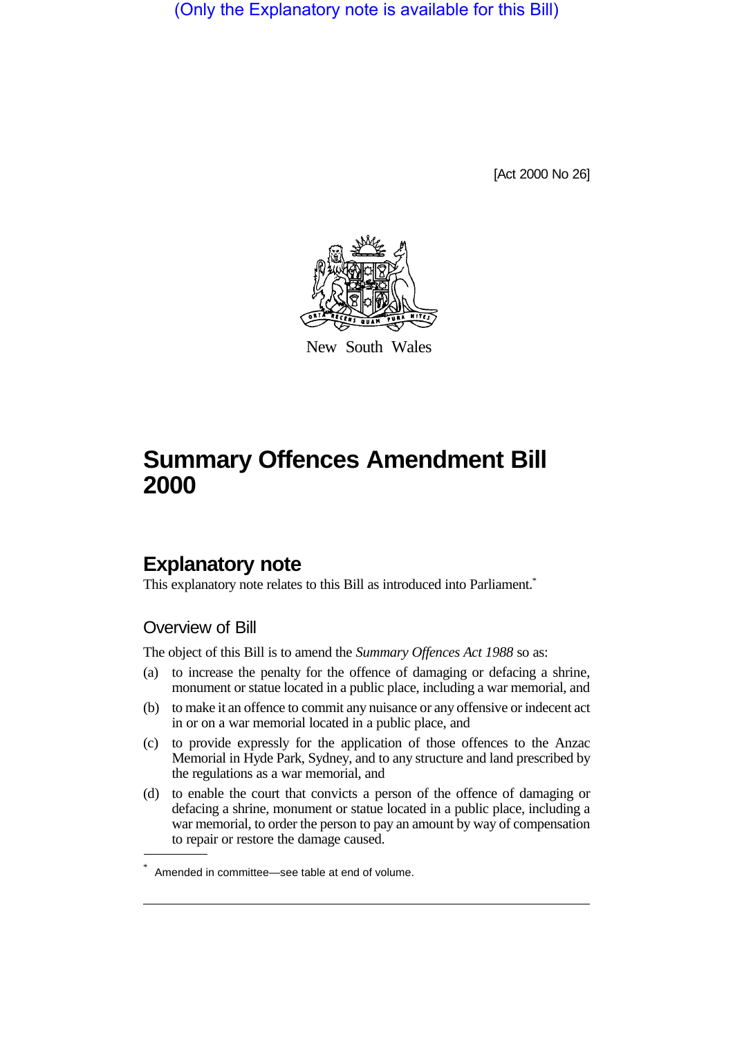(Only the Explanatory note is available for this Bill)

[Act 2000 No 26]

New South Wales

# Summary Offences Amendment Bill 2000

## Explanatory note

This explanatory note relates to this Bill as introduced into Parliament.*

### Overview of Bill

The object of this Bill is to amend the *Summary Offences Act 1988* so as:

(a) to increase the penalty for the offence of damaging or defacing a shrine, monument or statue located in a public place, including a war memorial, and

(b) to make it an offence to commit any nuisance or any offensive or indecent act in or on a war memorial located in a public place, and

(c) to provide expressly for the application of those offences to the Anzac Memorial in Hyde Park, Sydney, and to any structure and land prescribed by the regulations as a war memorial, and

(d) to enable the court that convicts a person of the offence of damaging or defacing a shrine, monument or statue located in a public place, including a war memorial, to order the person to pay an amount by way of compensation to repair or restore the damage caused.

---

* Amended in committee—see table at end of volume.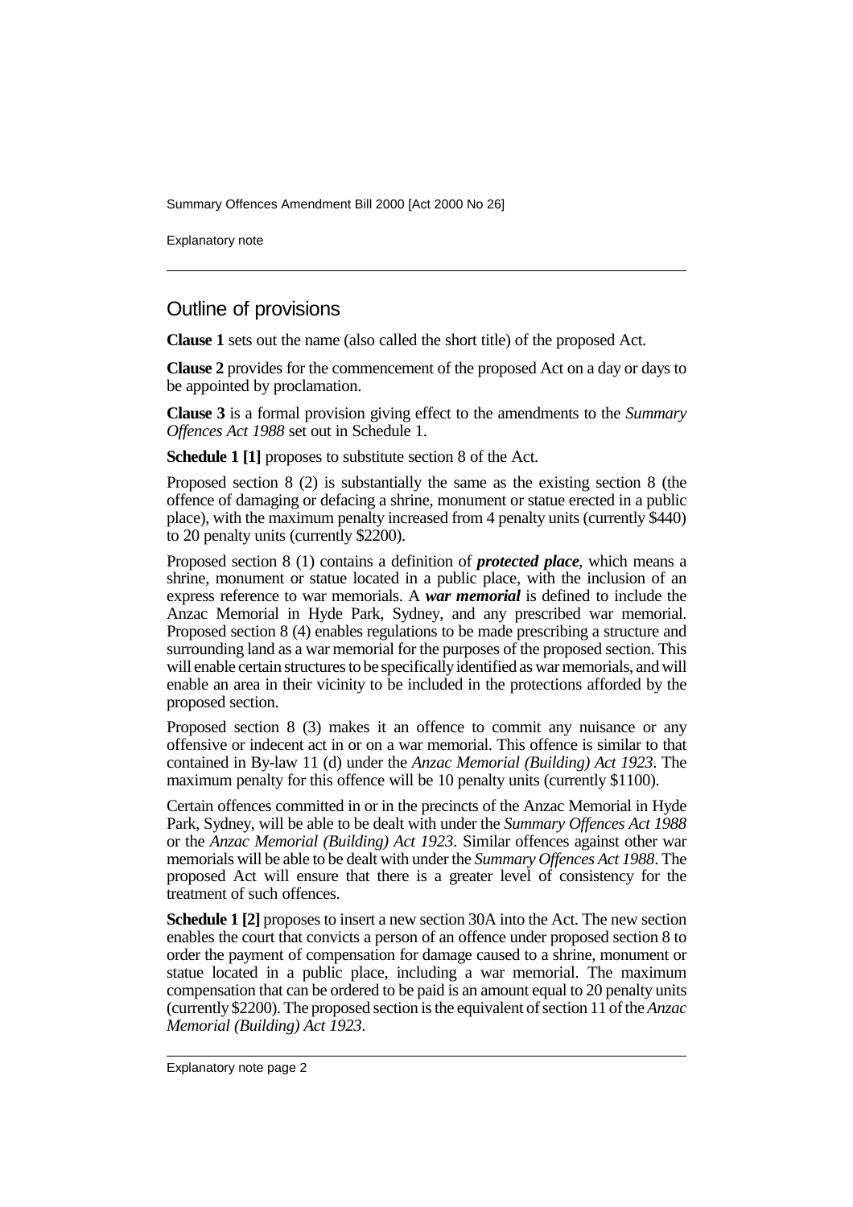## Outline of provisions

**Clause 1** sets out the name (also called the short title) of the proposed Act.

**Clause 2** provides for the commencement of the proposed Act on a day or days to be appointed by proclamation.

**Clause 3** is a formal provision giving effect to the amendments to the *Summary Offences Act 1988* set out in Schedule 1.

**Schedule 1 [1]** proposes to substitute section 8 of the Act.

Proposed section 8 (2) is substantially the same as the existing section 8 (the offence of damaging or defacing a shrine, monument or statue erected in a public place), with the maximum penalty increased from 4 penalty units (currently $440) to 20 penalty units (currently $2200).

Proposed section 8 (1) contains a definition of ***protected place***, which means a shrine, monument or statue located in a public place, with the inclusion of an express reference to war memorials. A ***war memorial*** is defined to include the Anzac Memorial in Hyde Park, Sydney, and any prescribed war memorial. Proposed section 8 (4) enables regulations to be made prescribing a structure and surrounding land as a war memorial for the purposes of the proposed section. This will enable certain structures to be specifically identified as war memorials, and will enable an area in their vicinity to be included in the protections afforded by the proposed section.

Proposed section 8 (3) makes it an offence to commit any nuisance or any offensive or indecent act in or on a war memorial. This offence is similar to that contained in By-law 11 (d) under the *Anzac Memorial (Building) Act 1923*. The maximum penalty for this offence will be 10 penalty units (currently $1100).

Certain offences committed in or in the precincts of the Anzac Memorial in Hyde Park, Sydney, will be able to be dealt with under the *Summary Offences Act 1988* or the *Anzac Memorial (Building) Act 1923*. Similar offences against other war memorials will be able to be dealt with under the *Summary Offences Act 1988*. The proposed Act will ensure that there is a greater level of consistency for the treatment of such offences.

**Schedule 1 [2]** proposes to insert a new section 30A into the Act. The new section enables the court that convicts a person of an offence under proposed section 8 to order the payment of compensation for damage caused to a shrine, monument or statue located in a public place, including a war memorial. The maximum compensation that can be ordered to be paid is an amount equal to 20 penalty units (currently $2200). The proposed section is the equivalent of section 11 of the *Anzac Memorial (Building) Act 1923*.